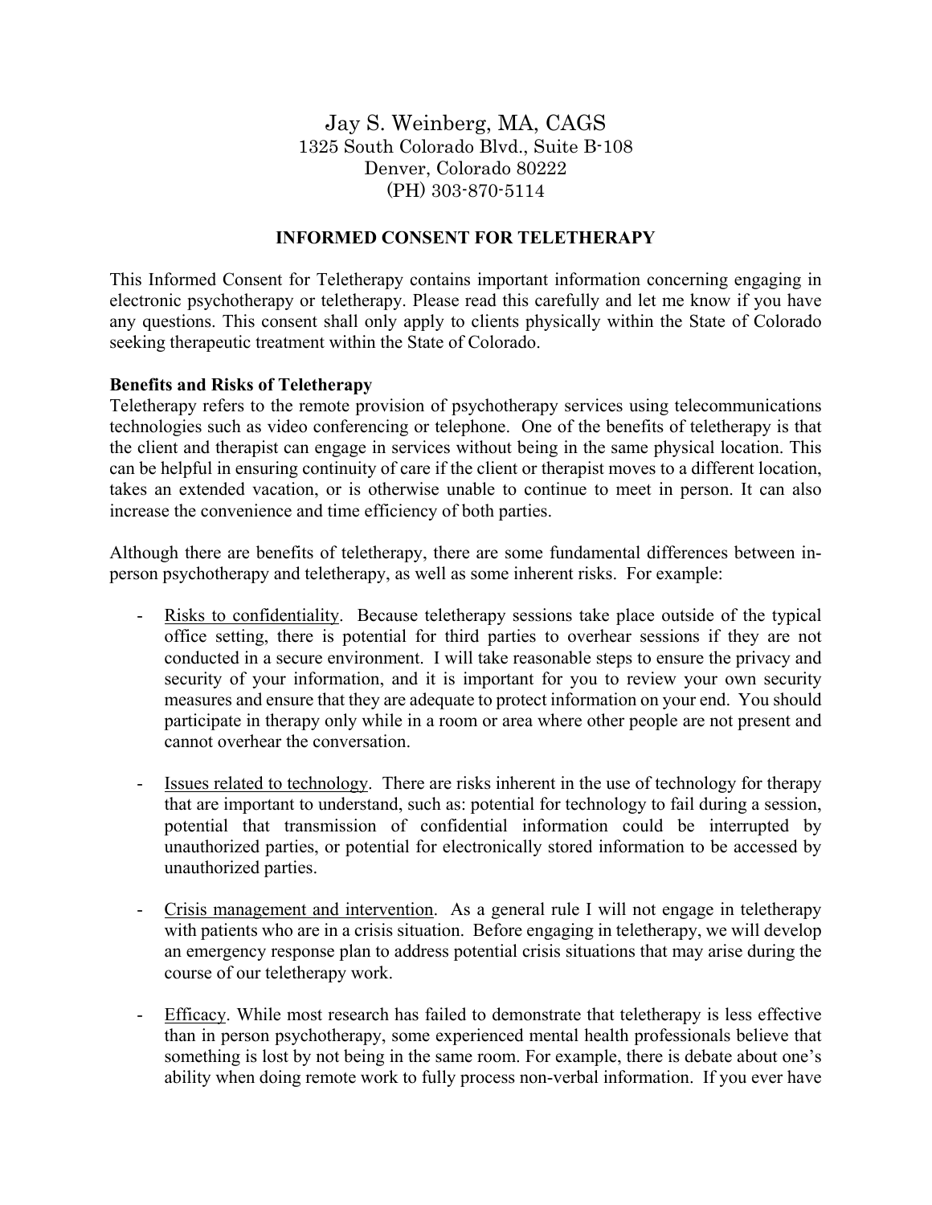Jay S. Weinberg, MA, CAGS
1325 South Colorado Blvd., Suite B-108
Denver, Colorado 80222
(PH) 303-870-5114

## INFORMED CONSENT FOR TELETHERAPY

This Informed Consent for Teletherapy contains important information concerning engaging in electronic psychotherapy or teletherapy. Please read this carefully and let me know if you have any questions. This consent shall only apply to clients physically within the State of Colorado seeking therapeutic treatment within the State of Colorado.

**Benefits and Risks of Teletherapy**

Teletherapy refers to the remote provision of psychotherapy services using telecommunications technologies such as video conferencing or telephone. One of the benefits of teletherapy is that the client and therapist can engage in services without being in the same physical location. This can be helpful in ensuring continuity of care if the client or therapist moves to a different location, takes an extended vacation, or is otherwise unable to continue to meet in person. It can also increase the convenience and time efficiency of both parties.

Although there are benefits of teletherapy, there are some fundamental differences between in-person psychotherapy and teletherapy, as well as some inherent risks. For example:

- Risks to confidentiality. Because teletherapy sessions take place outside of the typical office setting, there is potential for third parties to overhear sessions if they are not conducted in a secure environment. I will take reasonable steps to ensure the privacy and security of your information, and it is important for you to review your own security measures and ensure that they are adequate to protect information on your end. You should participate in therapy only while in a room or area where other people are not present and cannot overhear the conversation.

- Issues related to technology. There are risks inherent in the use of technology for therapy that are important to understand, such as: potential for technology to fail during a session, potential that transmission of confidential information could be interrupted by unauthorized parties, or potential for electronically stored information to be accessed by unauthorized parties.

- Crisis management and intervention. As a general rule I will not engage in teletherapy with patients who are in a crisis situation. Before engaging in teletherapy, we will develop an emergency response plan to address potential crisis situations that may arise during the course of our teletherapy work.

- Efficacy. While most research has failed to demonstrate that teletherapy is less effective than in person psychotherapy, some experienced mental health professionals believe that something is lost by not being in the same room. For example, there is debate about one's ability when doing remote work to fully process non-verbal information. If you ever have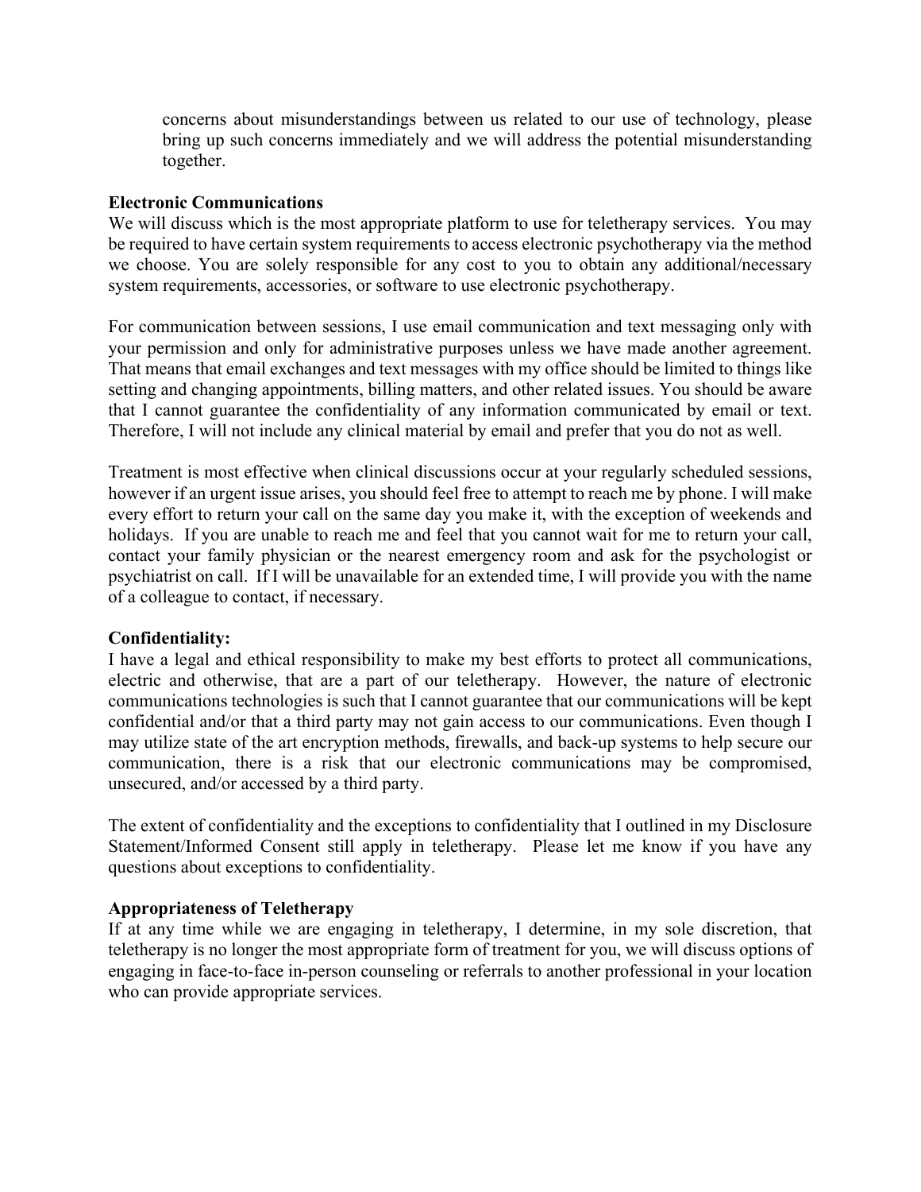concerns about misunderstandings between us related to our use of technology, please bring up such concerns immediately and we will address the potential misunderstanding together.

**Electronic Communications**

We will discuss which is the most appropriate platform to use for teletherapy services. You may be required to have certain system requirements to access electronic psychotherapy via the method we choose. You are solely responsible for any cost to you to obtain any additional/necessary system requirements, accessories, or software to use electronic psychotherapy.

For communication between sessions, I use email communication and text messaging only with your permission and only for administrative purposes unless we have made another agreement. That means that email exchanges and text messages with my office should be limited to things like setting and changing appointments, billing matters, and other related issues. You should be aware that I cannot guarantee the confidentiality of any information communicated by email or text. Therefore, I will not include any clinical material by email and prefer that you do not as well.

Treatment is most effective when clinical discussions occur at your regularly scheduled sessions, however if an urgent issue arises, you should feel free to attempt to reach me by phone. I will make every effort to return your call on the same day you make it, with the exception of weekends and holidays. If you are unable to reach me and feel that you cannot wait for me to return your call, contact your family physician or the nearest emergency room and ask for the psychologist or psychiatrist on call. If I will be unavailable for an extended time, I will provide you with the name of a colleague to contact, if necessary.

**Confidentiality:**

I have a legal and ethical responsibility to make my best efforts to protect all communications, electric and otherwise, that are a part of our teletherapy. However, the nature of electronic communications technologies is such that I cannot guarantee that our communications will be kept confidential and/or that a third party may not gain access to our communications. Even though I may utilize state of the art encryption methods, firewalls, and back-up systems to help secure our communication, there is a risk that our electronic communications may be compromised, unsecured, and/or accessed by a third party.

The extent of confidentiality and the exceptions to confidentiality that I outlined in my Disclosure Statement/Informed Consent still apply in teletherapy. Please let me know if you have any questions about exceptions to confidentiality.

**Appropriateness of Teletherapy**

If at any time while we are engaging in teletherapy, I determine, in my sole discretion, that teletherapy is no longer the most appropriate form of treatment for you, we will discuss options of engaging in face-to-face in-person counseling or referrals to another professional in your location who can provide appropriate services.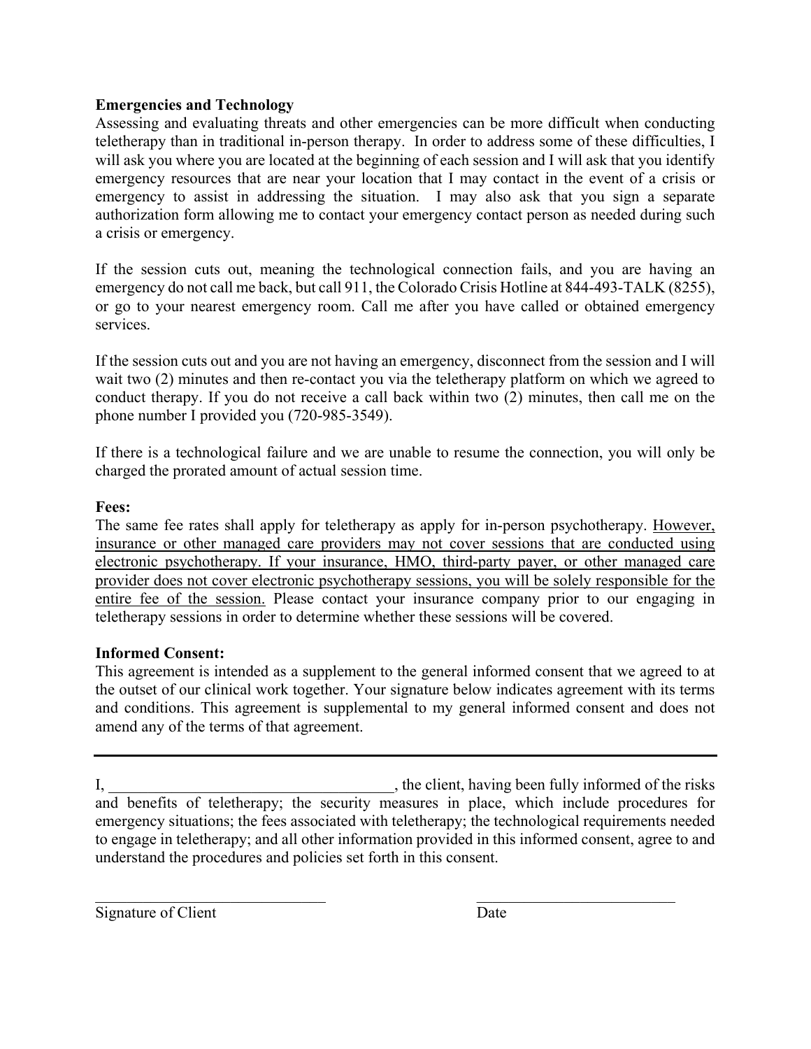**Emergencies and Technology**

Assessing and evaluating threats and other emergencies can be more difficult when conducting teletherapy than in traditional in-person therapy. In order to address some of these difficulties, I will ask you where you are located at the beginning of each session and I will ask that you identify emergency resources that are near your location that I may contact in the event of a crisis or emergency to assist in addressing the situation. I may also ask that you sign a separate authorization form allowing me to contact your emergency contact person as needed during such a crisis or emergency.

If the session cuts out, meaning the technological connection fails, and you are having an emergency do not call me back, but call 911, the Colorado Crisis Hotline at 844-493-TALK (8255), or go to your nearest emergency room. Call me after you have called or obtained emergency services.

If the session cuts out and you are not having an emergency, disconnect from the session and I will wait two (2) minutes and then re-contact you via the teletherapy platform on which we agreed to conduct therapy. If you do not receive a call back within two (2) minutes, then call me on the phone number I provided you (720-985-3549).

If there is a technological failure and we are unable to resume the connection, you will only be charged the prorated amount of actual session time.

**Fees:**

The same fee rates shall apply for teletherapy as apply for in-person psychotherapy. <u>However, insurance or other managed care providers may not cover sessions that are conducted using electronic psychotherapy. If your insurance, HMO, third-party payer, or other managed care provider does not cover electronic psychotherapy sessions, you will be solely responsible for the entire fee of the session.</u> Please contact your insurance company prior to our engaging in teletherapy sessions in order to determine whether these sessions will be covered.

**Informed Consent:**

This agreement is intended as a supplement to the general informed consent that we agreed to at the outset of our clinical work together. Your signature below indicates agreement with its terms and conditions. This agreement is supplemental to my general informed consent and does not amend any of the terms of that agreement.

---

I, ____________________________________, the client, having been fully informed of the risks and benefits of teletherapy; the security measures in place, which include procedures for emergency situations; the fees associated with teletherapy; the technological requirements needed to engage in teletherapy; and all other information provided in this informed consent, agree to and understand the procedures and policies set forth in this consent.

______________________________ ______________________________

Signature of Client Date